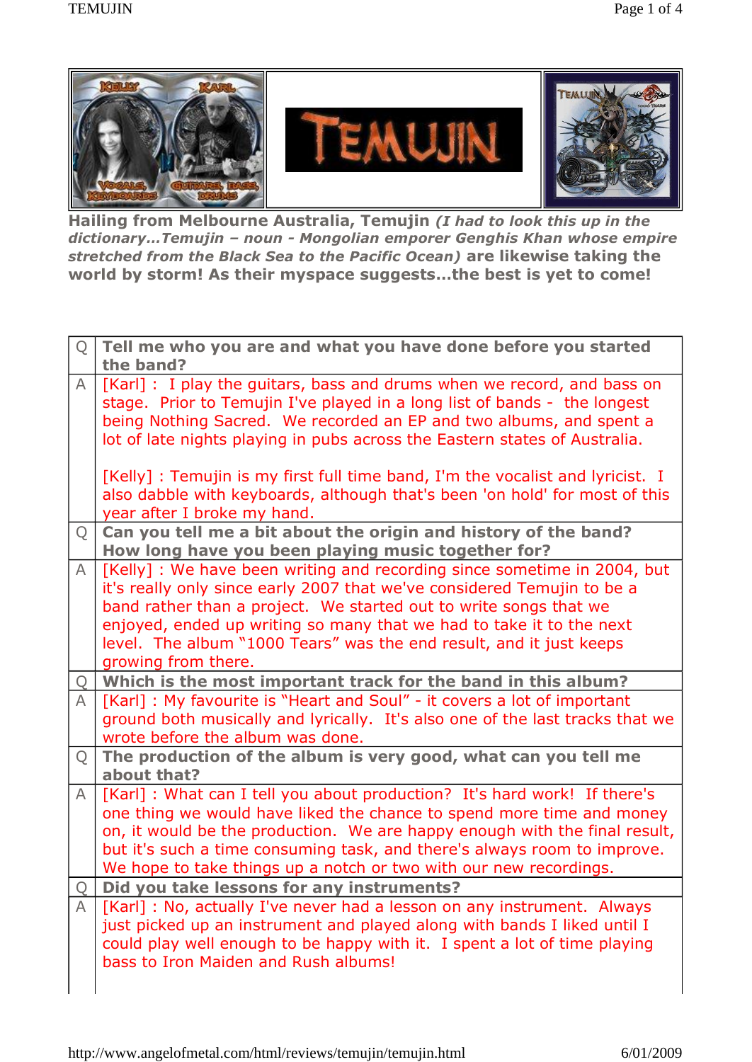**Hailing from Melbourne Australia, Temujin** ***(I had to look this up in the dictionary…Temujin – noun - Mongolian emporer Genghis Khan whose empire stretched from the Black Sea to the Pacific Ocean)*** **are likewise taking the world by storm! As their myspace suggests…the best is yet to come!**

| Q | **Tell me who you are and what you have done before you started the band?** |
|---|---|
| A | [Karl] : I play the guitars, bass and drums when we record, and bass on stage. Prior to Temujin I've played in a long list of bands - the longest being Nothing Sacred. We recorded an EP and two albums, and spent a lot of late nights playing in pubs across the Eastern states of Australia.<br><br>[Kelly] : Temujin is my first full time band, I'm the vocalist and lyricist. I also dabble with keyboards, although that's been 'on hold' for most of this year after I broke my hand. |
| Q | **Can you tell me a bit about the origin and history of the band? How long have you been playing music together for?** |
| A | [Kelly] : We have been writing and recording since sometime in 2004, but it's really only since early 2007 that we've considered Temujin to be a band rather than a project. We started out to write songs that we enjoyed, ended up writing so many that we had to take it to the next level. The album "1000 Tears" was the end result, and it just keeps growing from there. |
| Q | **Which is the most important track for the band in this album?** |
| A | [Karl] : My favourite is "Heart and Soul" - it covers a lot of important ground both musically and lyrically. It's also one of the last tracks that we wrote before the album was done. |
| Q | **The production of the album is very good, what can you tell me about that?** |
| A | [Karl] : What can I tell you about production? It's hard work! If there's one thing we would have liked the chance to spend more time and money on, it would be the production. We are happy enough with the final result, but it's such a time consuming task, and there's always room to improve. We hope to take things up a notch or two with our new recordings. |
| Q | **Did you take lessons for any instruments?** |
| A | [Karl] : No, actually I've never had a lesson on any instrument. Always just picked up an instrument and played along with bands I liked until I could play well enough to be happy with it. I spent a lot of time playing bass to Iron Maiden and Rush albums! |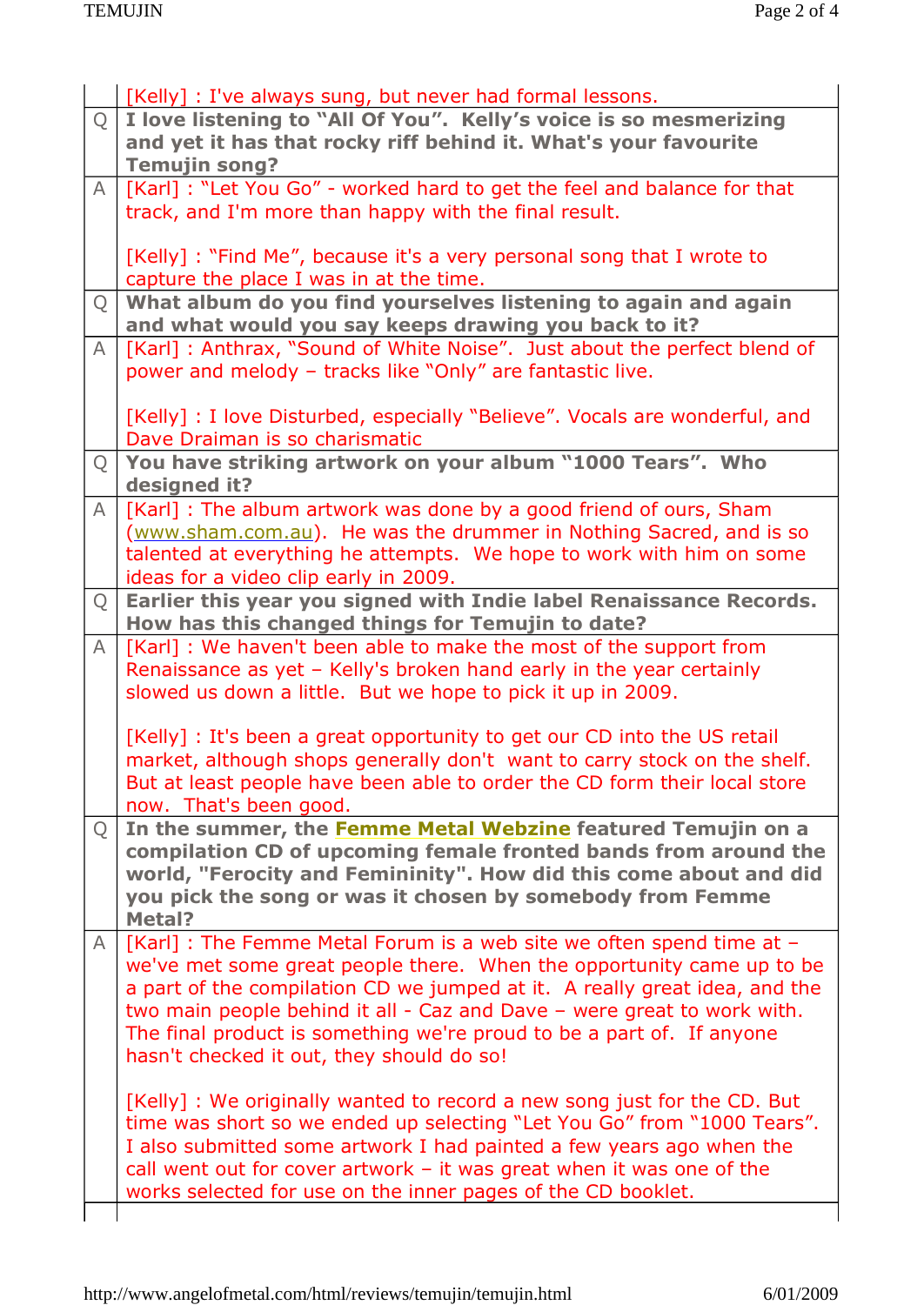| | |
|---|---|
| | [Kelly] : I've always sung, but never had formal lessons. |
| Q | **I love listening to "All Of You". Kelly's voice is so mesmerizing and yet it has that rocky riff behind it. What's your favourite Temujin song?** |
| A | [Karl] : "Let You Go" - worked hard to get the feel and balance for that track, and I'm more than happy with the final result.<br><br>[Kelly] : "Find Me", because it's a very personal song that I wrote to capture the place I was in at the time. |
| Q | **What album do you find yourselves listening to again and again and what would you say keeps drawing you back to it?** |
| A | [Karl] : Anthrax, "Sound of White Noise". Just about the perfect blend of power and melody – tracks like "Only" are fantastic live.<br><br>[Kelly] : I love Disturbed, especially "Believe". Vocals are wonderful, and Dave Draiman is so charismatic |
| Q | **You have striking artwork on your album "1000 Tears". Who designed it?** |
| A | [Karl] : The album artwork was done by a good friend of ours, Sham (www.sham.com.au). He was the drummer in Nothing Sacred, and is so talented at everything he attempts. We hope to work with him on some ideas for a video clip early in 2009. |
| Q | **Earlier this year you signed with Indie label Renaissance Records. How has this changed things for Temujin to date?** |
| A | [Karl] : We haven't been able to make the most of the support from Renaissance as yet – Kelly's broken hand early in the year certainly slowed us down a little. But we hope to pick it up in 2009.<br><br>[Kelly] : It's been a great opportunity to get our CD into the US retail market, although shops generally don't want to carry stock on the shelf. But at least people have been able to order the CD form their local store now. That's been good. |
| Q | **In the summer, the Femme Metal Webzine featured Temujin on a compilation CD of upcoming female fronted bands from around the world, "Ferocity and Femininity". How did this come about and did you pick the song or was it chosen by somebody from Femme Metal?** |
| A | [Karl] : The Femme Metal Forum is a web site we often spend time at – we've met some great people there. When the opportunity came up to be a part of the compilation CD we jumped at it. A really great idea, and the two main people behind it all - Caz and Dave – were great to work with. The final product is something we're proud to be a part of. If anyone hasn't checked it out, they should do so!<br><br>[Kelly] : We originally wanted to record a new song just for the CD. But time was short so we ended up selecting "Let You Go" from "1000 Tears". I also submitted some artwork I had painted a few years ago when the call went out for cover artwork – it was great when it was one of the works selected for use on the inner pages of the CD booklet. |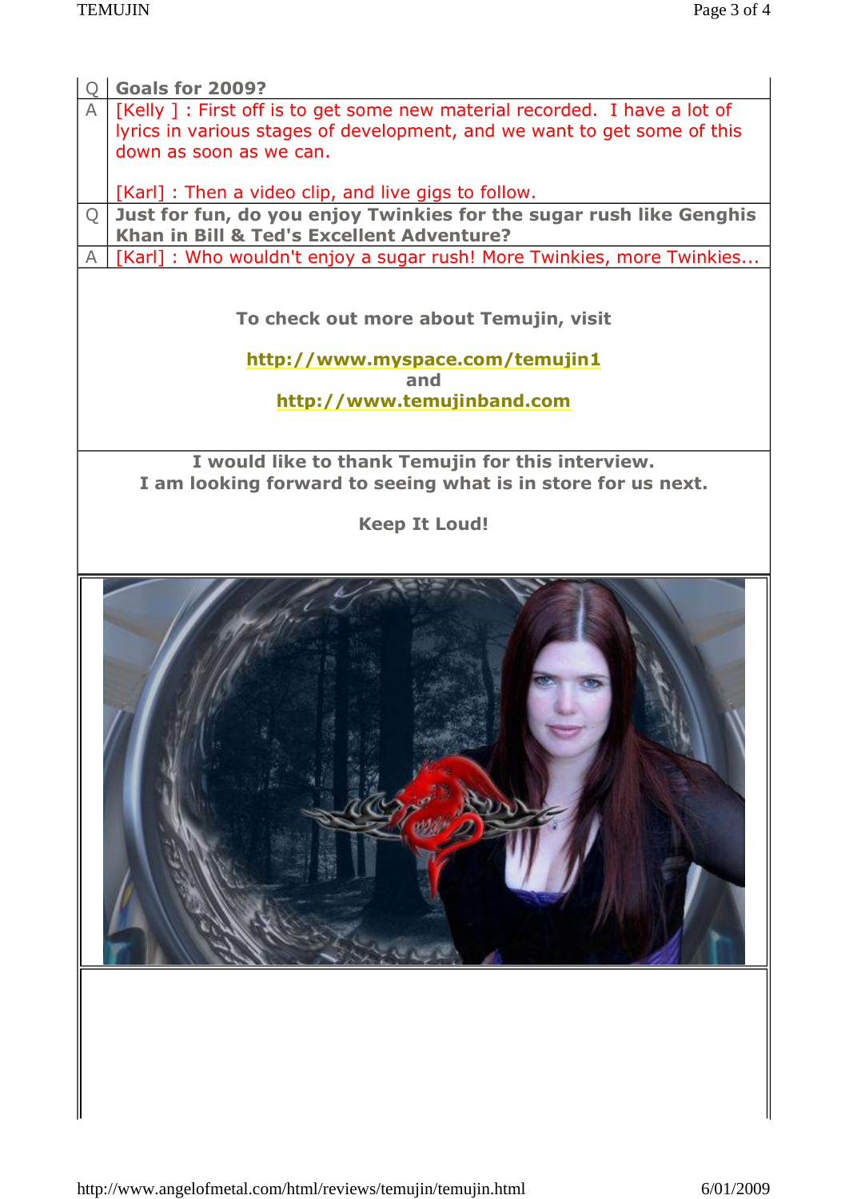| Q | **Goals for 2009?** |
|---|---|
| A | [Kelly ] : First off is to get some new material recorded. I have a lot of lyrics in various stages of development, and we want to get some of this down as soon as we can.<br><br>[Karl] : Then a video clip, and live gigs to follow. |
| Q | **Just for fun, do you enjoy Twinkies for the sugar rush like Genghis Khan in Bill & Ted's Excellent Adventure?** |
| A | [Karl] : Who wouldn't enjoy a sugar rush! More Twinkies, more Twinkies... |

**To check out more about Temujin, visit**

**http://www.myspace.com/temujin1**
**and**
**http://www.temujinband.com**

**I would like to thank Temujin for this interview.**
**I am looking forward to seeing what is in store for us next.**

**Keep It Loud!**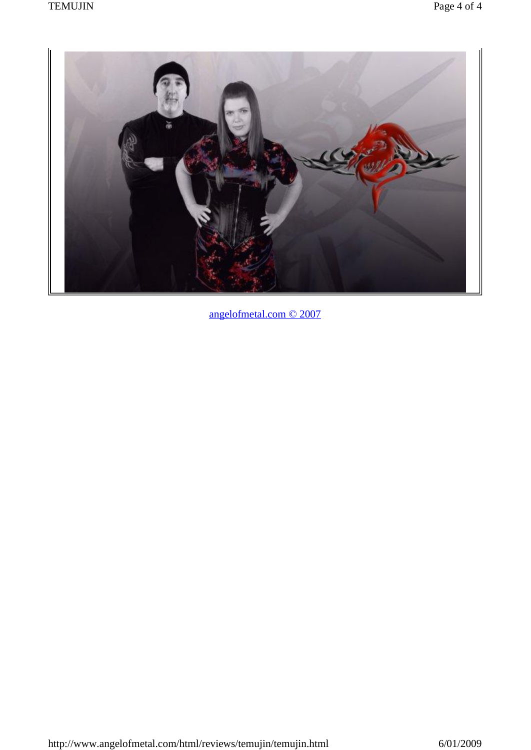angelofmetal.com © 2007